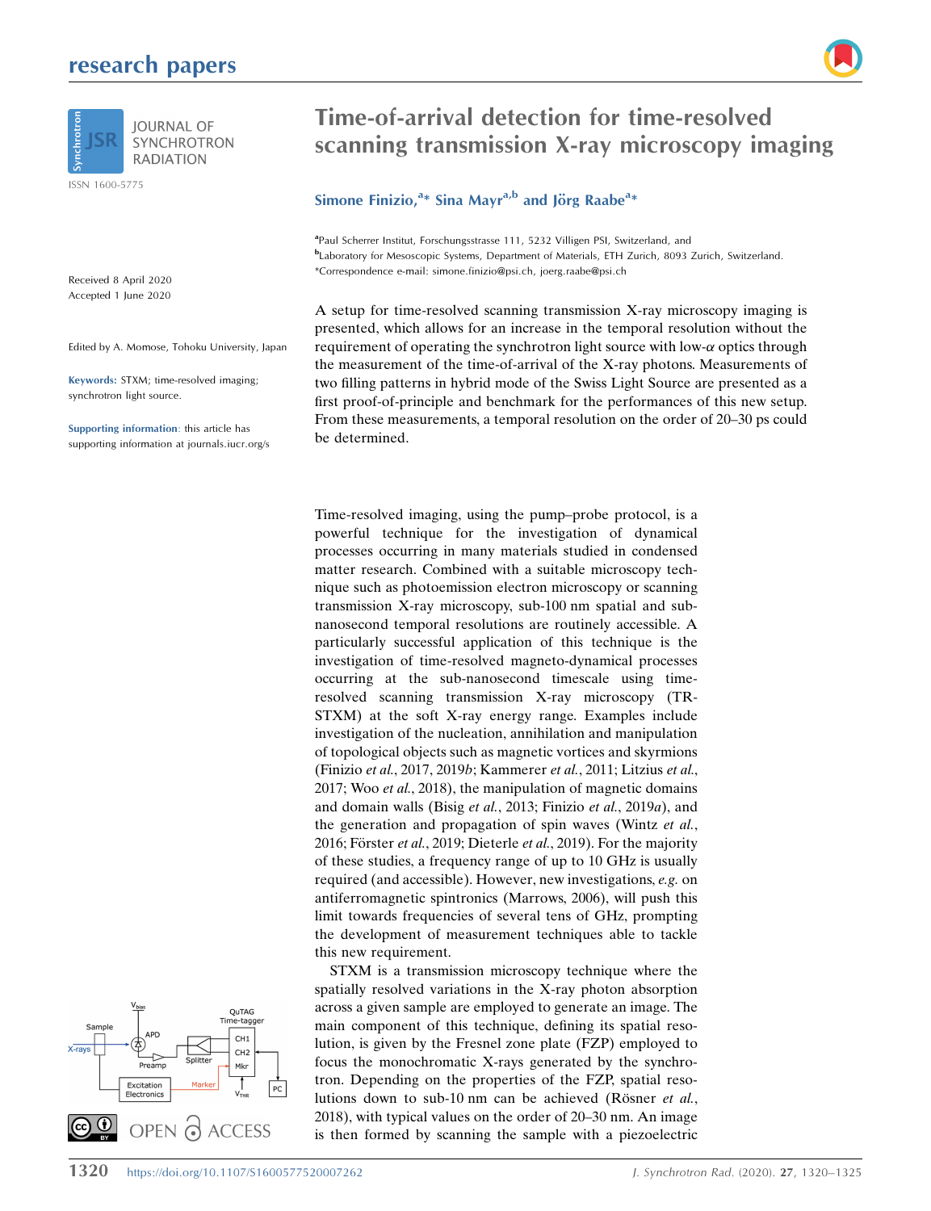# Time-of-arrival detection for time-resolved scanning transmission X-ray microscopy imaging

**Simone Finizio,[a]* Sina Mayr[a,b] and Jörg Raabe[a]***

[a]Paul Scherrer Institut, Forschungsstrasse 111, 5232 Villigen PSI, Switzerland, and [b]Laboratory for Mesoscopic Systems, Department of Materials, ETH Zurich, 8093 Zurich, Switzerland. *Correspondence e-mail: simone.finizio@psi.ch, joerg.raabe@psi.ch

Received 8 April 2020
Accepted 1 June 2020

Edited by A. Momose, Tohoku University, Japan

**Keywords:** STXM; time-resolved imaging; synchrotron light source.

**Supporting information**: this article has supporting information at journals.iucr.org/s

A setup for time-resolved scanning transmission X-ray microscopy imaging is presented, which allows for an increase in the temporal resolution without the requirement of operating the synchrotron light source with low-$\alpha$ optics through the measurement of the time-of-arrival of the X-ray photons. Measurements of two filling patterns in hybrid mode of the Swiss Light Source are presented as a first proof-of-principle and benchmark for the performances of this new setup. From these measurements, a temporal resolution on the order of 20–30 ps could be determined.

Time-resolved imaging, using the pump–probe protocol, is a powerful technique for the investigation of dynamical processes occurring in many materials studied in condensed matter research. Combined with a suitable microscopy technique such as photoemission electron microscopy or scanning transmission X-ray microscopy, sub-100 nm spatial and sub-nanosecond temporal resolutions are routinely accessible. A particularly successful application of this technique is the investigation of time-resolved magneto-dynamical processes occurring at the sub-nanosecond timescale using time-resolved scanning transmission X-ray microscopy (TR-STXM) at the soft X-ray energy range. Examples include investigation of the nucleation, annihilation and manipulation of topological objects such as magnetic vortices and skyrmions (Finizio *et al.*, 2017, 2019*b*; Kammerer *et al.*, 2011; Litzius *et al.*, 2017; Woo *et al.*, 2018), the manipulation of magnetic domains and domain walls (Bisig *et al.*, 2013; Finizio *et al.*, 2019*a*), and the generation and propagation of spin waves (Wintz *et al.*, 2016; Förster *et al.*, 2019; Dieterle *et al.*, 2019). For the majority of these studies, a frequency range of up to 10 GHz is usually required (and accessible). However, new investigations, *e.g.* on antiferromagnetic spintronics (Marrows, 2006), will push this limit towards frequencies of several tens of GHz, prompting the development of measurement techniques able to tackle this new requirement.

STXM is a transmission microscopy technique where the spatially resolved variations in the X-ray photon absorption across a given sample are employed to generate an image. The main component of this technique, defining its spatial resolution, is given by the Fresnel zone plate (FZP) employed to focus the monochromatic X-rays generated by the synchrotron. Depending on the properties of the FZP, spatial resolutions down to sub-10 nm can be achieved (Rösner *et al.*, 2018), with typical values on the order of 20–30 nm. An image is then formed by scanning the sample with a piezoelectric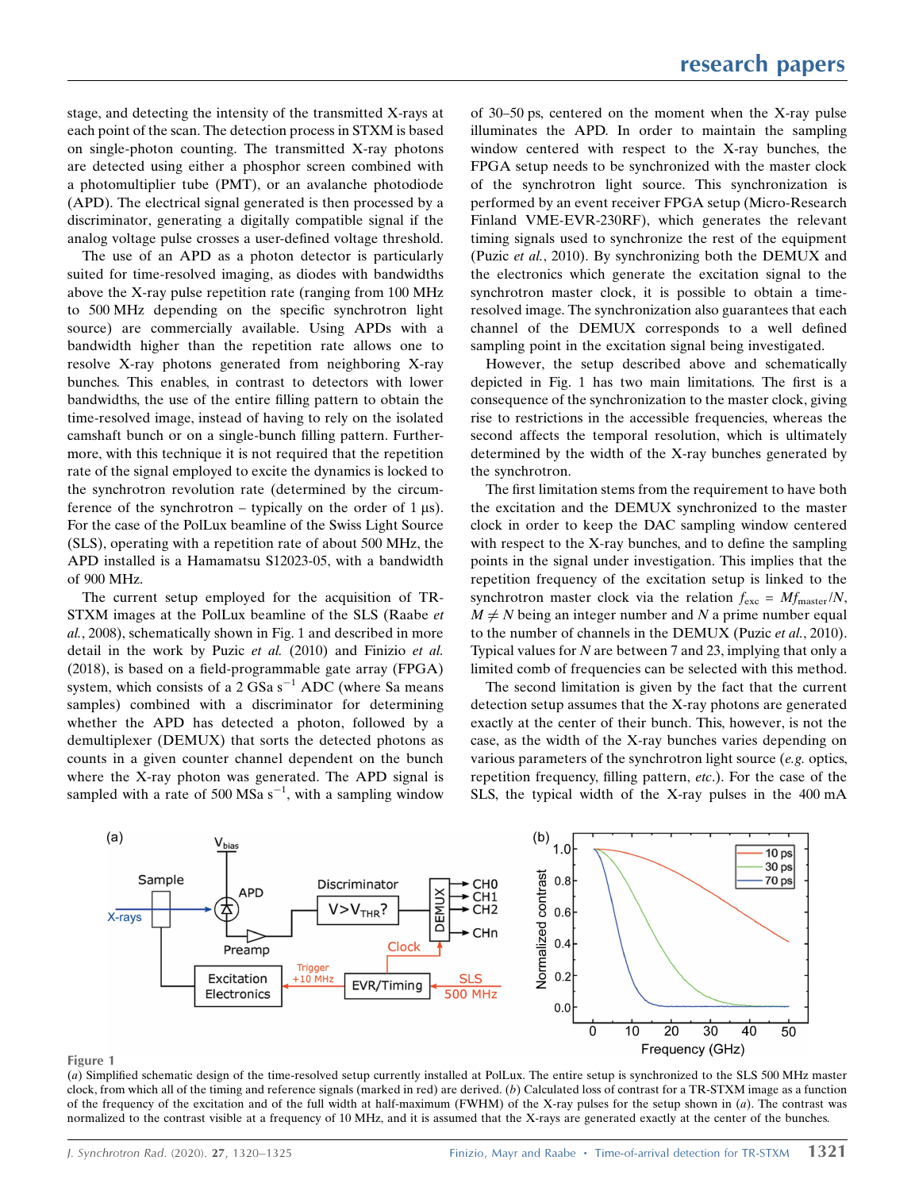stage, and detecting the intensity of the transmitted X-rays at each point of the scan. The detection process in STXM is based on single-photon counting. The transmitted X-ray photons are detected using either a phosphor screen combined with a photomultiplier tube (PMT), or an avalanche photodiode (APD). The electrical signal generated is then processed by a discriminator, generating a digitally compatible signal if the analog voltage pulse crosses a user-defined voltage threshold.

The use of an APD as a photon detector is particularly suited for time-resolved imaging, as diodes with bandwidths above the X-ray pulse repetition rate (ranging from 100 MHz to 500 MHz depending on the specific synchrotron light source) are commercially available. Using APDs with a bandwidth higher than the repetition rate allows one to resolve X-ray photons generated from neighboring X-ray bunches. This enables, in contrast to detectors with lower bandwidths, the use of the entire filling pattern to obtain the time-resolved image, instead of having to rely on the isolated camshaft bunch or on a single-bunch filling pattern. Furthermore, with this technique it is not required that the repetition rate of the signal employed to excite the dynamics is locked to the synchrotron revolution rate (determined by the circumference of the synchrotron – typically on the order of 1 µs). For the case of the PolLux beamline of the Swiss Light Source (SLS), operating with a repetition rate of about 500 MHz, the APD installed is a Hamamatsu S12023-05, with a bandwidth of 900 MHz.

The current setup employed for the acquisition of TR-STXM images at the PolLux beamline of the SLS (Raabe *et al.*, 2008), schematically shown in Fig. 1 and described in more detail in the work by Puzic *et al.* (2010) and Finizio *et al.* (2018), is based on a field-programmable gate array (FPGA) system, which consists of a 2 GSa $s^{-1}$ ADC (where Sa means samples) combined with a discriminator for determining whether the APD has detected a photon, followed by a demultiplexer (DEMUX) that sorts the detected photons as counts in a given counter channel dependent on the bunch where the X-ray photon was generated. The APD signal is sampled with a rate of 500 MSa $s^{-1}$, with a sampling window of 30–50 ps, centered on the moment when the X-ray pulse illuminates the APD. In order to maintain the sampling window centered with respect to the X-ray bunches, the FPGA setup needs to be synchronized with the master clock of the synchrotron light source. This synchronization is performed by an event receiver FPGA setup (Micro-Research Finland VME-EVR-230RF), which generates the relevant timing signals used to synchronize the rest of the equipment (Puzic *et al.*, 2010). By synchronizing both the DEMUX and the electronics which generate the excitation signal to the synchrotron master clock, it is possible to obtain a time-resolved image. The synchronization also guarantees that each channel of the DEMUX corresponds to a well defined sampling point in the excitation signal being investigated.

However, the setup described above and schematically depicted in Fig. 1 has two main limitations. The first is a consequence of the synchronization to the master clock, giving rise to restrictions in the accessible frequencies, whereas the second affects the temporal resolution, which is ultimately determined by the width of the X-ray bunches generated by the synchrotron.

The first limitation stems from the requirement to have both the excitation and the DEMUX synchronized to the master clock in order to keep the DAC sampling window centered with respect to the X-ray bunches, and to define the sampling points in the signal under investigation. This implies that the repetition frequency of the excitation setup is linked to the synchrotron master clock via the relation $f_{exc} = M f_{master}/N$, $M \neq N$ being an integer number and $N$ a prime number equal to the number of channels in the DEMUX (Puzic *et al.*, 2010). Typical values for $N$ are between 7 and 23, implying that only a limited comb of frequencies can be selected with this method.

The second limitation is given by the fact that the current detection setup assumes that the X-ray photons are generated exactly at the center of their bunch. This, however, is not the case, as the width of the X-ray bunches varies depending on various parameters of the synchrotron light source (*e.g.* optics, repetition frequency, filling pattern, *etc.*). For the case of the SLS, the typical width of the X-ray pulses in the 400 mA

**Figure 1**
(*a*) Simplified schematic design of the time-resolved setup currently installed at PolLux. The entire setup is synchronized to the SLS 500 MHz master clock, from which all of the timing and reference signals (marked in red) are derived. (*b*) Calculated loss of contrast for a TR-STXM image as a function of the frequency of the excitation and of the full width at half-maximum (FWHM) of the X-ray pulses for the setup shown in (*a*). The contrast was normalized to the contrast visible at a frequency of 10 MHz, and it is assumed that the X-rays are generated exactly at the center of the bunches.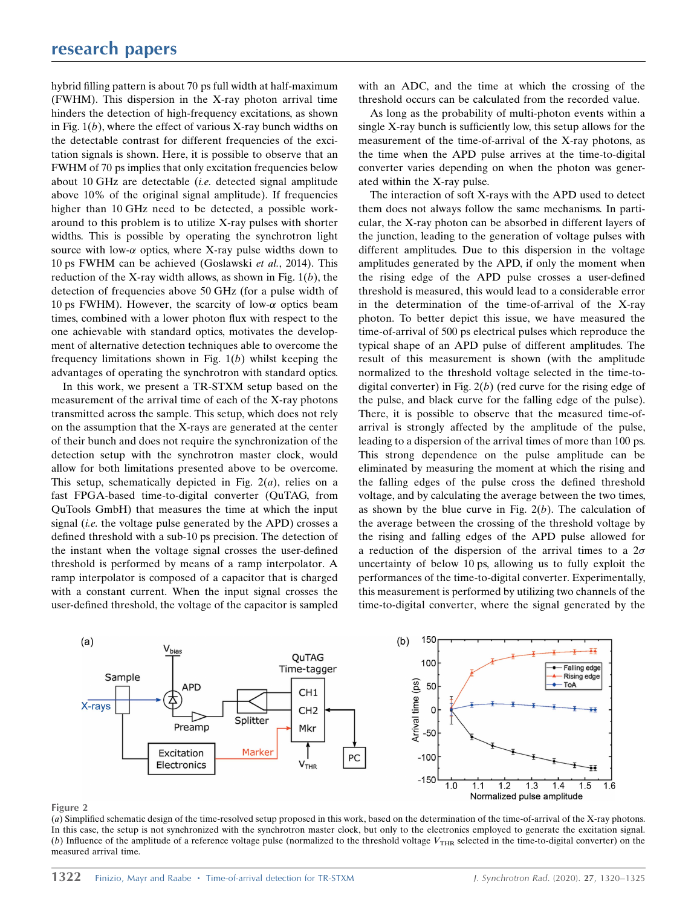hybrid filling pattern is about 70 ps full width at half-maximum (FWHM). This dispersion in the X-ray photon arrival time hinders the detection of high-frequency excitations, as shown in Fig. 1(*b*), where the effect of various X-ray bunch widths on the detectable contrast for different frequencies of the excitation signals is shown. Here, it is possible to observe that an FWHM of 70 ps implies that only excitation frequencies below about 10 GHz are detectable (*i.e.* detected signal amplitude above 10% of the original signal amplitude). If frequencies higher than 10 GHz need to be detected, a possible workaround to this problem is to utilize X-ray pulses with shorter widths. This is possible by operating the synchrotron light source with low-$\alpha$ optics, where X-ray pulse widths down to 10 ps FWHM can be achieved (Goslawski *et al.*, 2014). This reduction of the X-ray width allows, as shown in Fig. 1(*b*), the detection of frequencies above 50 GHz (for a pulse width of 10 ps FWHM). However, the scarcity of low-$\alpha$ optics beam times, combined with a lower photon flux with respect to the one achievable with standard optics, motivates the development of alternative detection techniques able to overcome the frequency limitations shown in Fig. 1(*b*) whilst keeping the advantages of operating the synchrotron with standard optics.

In this work, we present a TR-STXM setup based on the measurement of the arrival time of each of the X-ray photons transmitted across the sample. This setup, which does not rely on the assumption that the X-rays are generated at the center of their bunch and does not require the synchronization of the detection setup with the synchrotron master clock, would allow for both limitations presented above to be overcome. This setup, schematically depicted in Fig. 2(*a*), relies on a fast FPGA-based time-to-digital converter (QuTAG, from QuTools GmbH) that measures the time at which the input signal (*i.e.* the voltage pulse generated by the APD) crosses a defined threshold with a sub-10 ps precision. The detection of the instant when the voltage signal crosses the user-defined threshold is performed by means of a ramp interpolator. A ramp interpolator is composed of a capacitor that is charged with a constant current. When the input signal crosses the user-defined threshold, the voltage of the capacitor is sampled with an ADC, and the time at which the crossing of the threshold occurs can be calculated from the recorded value.

As long as the probability of multi-photon events within a single X-ray bunch is sufficiently low, this setup allows for the measurement of the time-of-arrival of the X-ray photons, as the time when the APD pulse arrives at the time-to-digital converter varies depending on when the photon was generated within the X-ray pulse.

The interaction of soft X-rays with the APD used to detect them does not always follow the same mechanisms. In particular, the X-ray photon can be absorbed in different layers of the junction, leading to the generation of voltage pulses with different amplitudes. Due to this dispersion in the voltage amplitudes generated by the APD, if only the moment when the rising edge of the APD pulse crosses a user-defined threshold is measured, this would lead to a considerable error in the determination of the time-of-arrival of the X-ray photon. To better depict this issue, we have measured the time-of-arrival of 500 ps electrical pulses which reproduce the typical shape of an APD pulse of different amplitudes. The result of this measurement is shown (with the amplitude normalized to the threshold voltage selected in the time-to-digital converter) in Fig. 2(*b*) (red curve for the rising edge of the pulse, and black curve for the falling edge of the pulse). There, it is possible to observe that the measured time-of-arrival is strongly affected by the amplitude of the pulse, leading to a dispersion of the arrival times of more than 100 ps. This strong dependence on the pulse amplitude can be eliminated by measuring the moment at which the rising and the falling edges of the pulse cross the defined threshold voltage, and by calculating the average between the two times, as shown by the blue curve in Fig. 2(*b*). The calculation of the average between the crossing of the threshold voltage by the rising and falling edges of the APD pulse allowed for a reduction of the dispersion of the arrival times to a $2\sigma$ uncertainty of below 10 ps, allowing us to fully exploit the performances of the time-to-digital converter. Experimentally, this measurement is performed by utilizing two channels of the time-to-digital converter, where the signal generated by the

**Figure 2**
(*a*) Simplified schematic design of the time-resolved setup proposed in this work, based on the determination of the time-of-arrival of the X-ray photons. In this case, the setup is not synchronized with the synchrotron master clock, but only to the electronics employed to generate the excitation signal. (*b*) Influence of the amplitude of a reference voltage pulse (normalized to the threshold voltage $V_{\rm THR}$ selected in the time-to-digital converter) on the measured arrival time.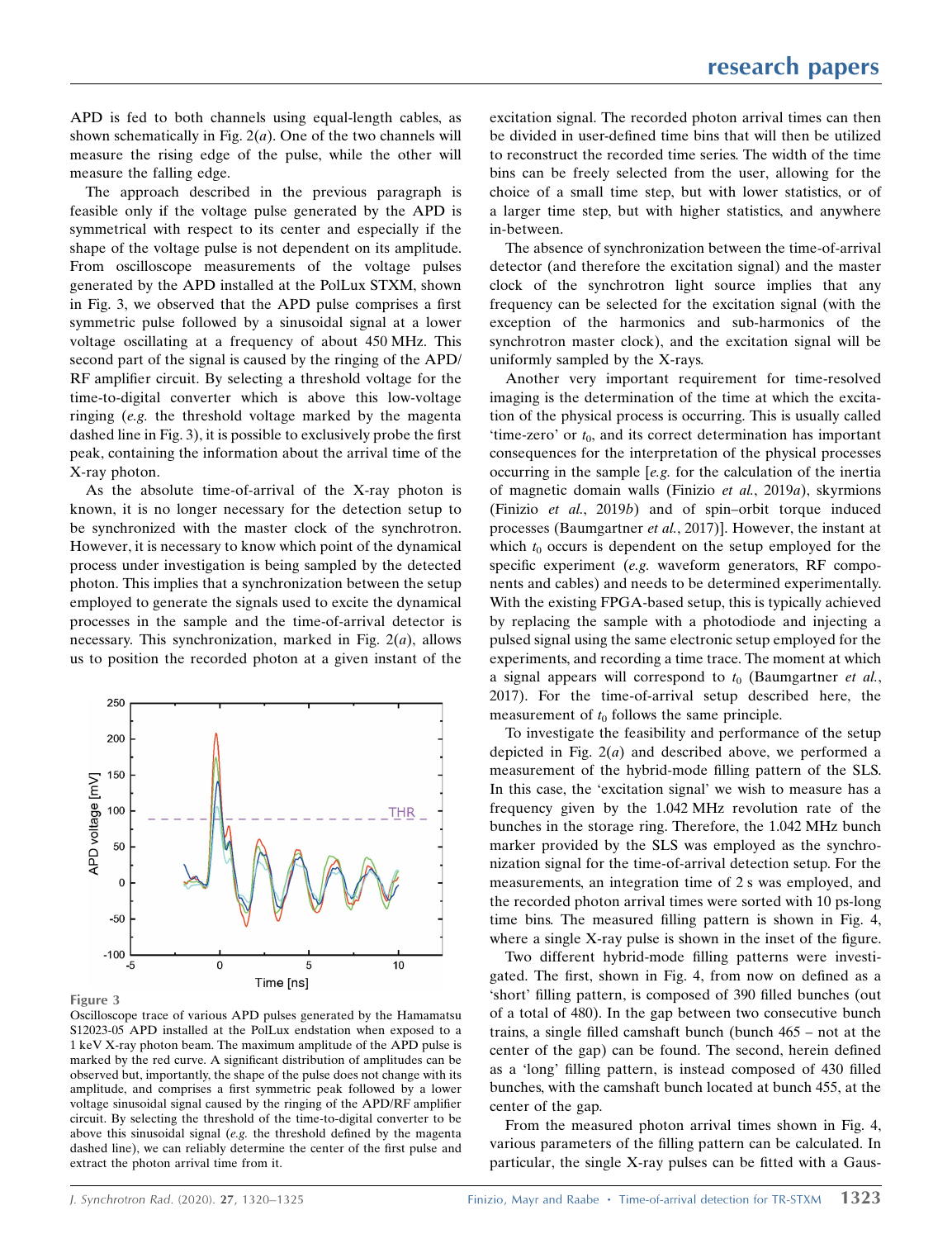APD is fed to both channels using equal-length cables, as shown schematically in Fig. 2(*a*). One of the two channels will measure the rising edge of the pulse, while the other will measure the falling edge.

The approach described in the previous paragraph is feasible only if the voltage pulse generated by the APD is symmetrical with respect to its center and especially if the shape of the voltage pulse is not dependent on its amplitude. From oscilloscope measurements of the voltage pulses generated by the APD installed at the PolLux STXM, shown in Fig. 3, we observed that the APD pulse comprises a first symmetric pulse followed by a sinusoidal signal at a lower voltage oscillating at a frequency of about 450 MHz. This second part of the signal is caused by the ringing of the APD/RF amplifier circuit. By selecting a threshold voltage for the time-to-digital converter which is above this low-voltage ringing (*e.g.* the threshold voltage marked by the magenta dashed line in Fig. 3), it is possible to exclusively probe the first peak, containing the information about the arrival time of the X-ray photon.

As the absolute time-of-arrival of the X-ray photon is known, it is no longer necessary for the detection setup to be synchronized with the master clock of the synchrotron. However, it is necessary to know which point of the dynamical process under investigation is being sampled by the detected photon. This implies that a synchronization between the setup employed to generate the signals used to excite the dynamical processes in the sample and the time-of-arrival detector is necessary. This synchronization, marked in Fig. 2(*a*), allows us to position the recorded photon at a given instant of the excitation signal. The recorded photon arrival times can then be divided in user-defined time bins that will then be utilized to reconstruct the recorded time series. The width of the time bins can be freely selected from the user, allowing for the choice of a small time step, but with lower statistics, or of a larger time step, but with higher statistics, and anywhere in-between.

**Figure 3**
Oscilloscope trace of various APD pulses generated by the Hamamatsu S12023-05 APD installed at the PolLux endstation when exposed to a 1 keV X-ray photon beam. The maximum amplitude of the APD pulse is marked by the red curve. A significant distribution of amplitudes can be observed but, importantly, the shape of the pulse does not change with its amplitude, and comprises a first symmetric peak followed by a lower voltage sinusoidal signal caused by the ringing of the APD/RF amplifier circuit. By selecting the threshold of the time-to-digital converter to be above this sinusoidal signal (*e.g.* the threshold defined by the magenta dashed line), we can reliably determine the center of the first pulse and extract the photon arrival time from it.

The absence of synchronization between the time-of-arrival detector (and therefore the excitation signal) and the master clock of the synchrotron light source implies that any frequency can be selected for the excitation signal (with the exception of the harmonics and sub-harmonics of the synchrotron master clock), and the excitation signal will be uniformly sampled by the X-rays.

Another very important requirement for time-resolved imaging is the determination of the time at which the excitation of the physical process is occurring. This is usually called 'time-zero' or $t_0$, and its correct determination has important consequences for the interpretation of the physical processes occurring in the sample [*e.g.* for the calculation of the inertia of magnetic domain walls (Finizio *et al.*, 2019*a*), skyrmions (Finizio *et al.*, 2019*b*) and of spin–orbit torque induced processes (Baumgartner *et al.*, 2017)]. However, the instant at which $t_0$ occurs is dependent on the setup employed for the specific experiment (*e.g.* waveform generators, RF components and cables) and needs to be determined experimentally. With the existing FPGA-based setup, this is typically achieved by replacing the sample with a photodiode and injecting a pulsed signal using the same electronic setup employed for the experiments, and recording a time trace. The moment at which a signal appears will correspond to $t_0$ (Baumgartner *et al.*, 2017). For the time-of-arrival setup described here, the measurement of $t_0$ follows the same principle.

To investigate the feasibility and performance of the setup depicted in Fig. 2(*a*) and described above, we performed a measurement of the hybrid-mode filling pattern of the SLS. In this case, the 'excitation signal' we wish to measure has a frequency given by the 1.042 MHz revolution rate of the bunches in the storage ring. Therefore, the 1.042 MHz bunch marker provided by the SLS was employed as the synchronization signal for the time-of-arrival detection setup. For the measurements, an integration time of 2 s was employed, and the recorded photon arrival times were sorted with 10 ps-long time bins. The measured filling pattern is shown in Fig. 4, where a single X-ray pulse is shown in the inset of the figure.

Two different hybrid-mode filling patterns were investigated. The first, shown in Fig. 4, from now on defined as a 'short' filling pattern, is composed of 390 filled bunches (out of a total of 480). In the gap between two consecutive bunch trains, a single filled camshaft bunch (bunch 465 – not at the center of the gap) can be found. The second, herein defined as a 'long' filling pattern, is instead composed of 430 filled bunches, with the camshaft bunch located at bunch 455, at the center of the gap.

From the measured photon arrival times shown in Fig. 4, various parameters of the filling pattern can be calculated. In particular, the single X-ray pulses can be fitted with a Gaus-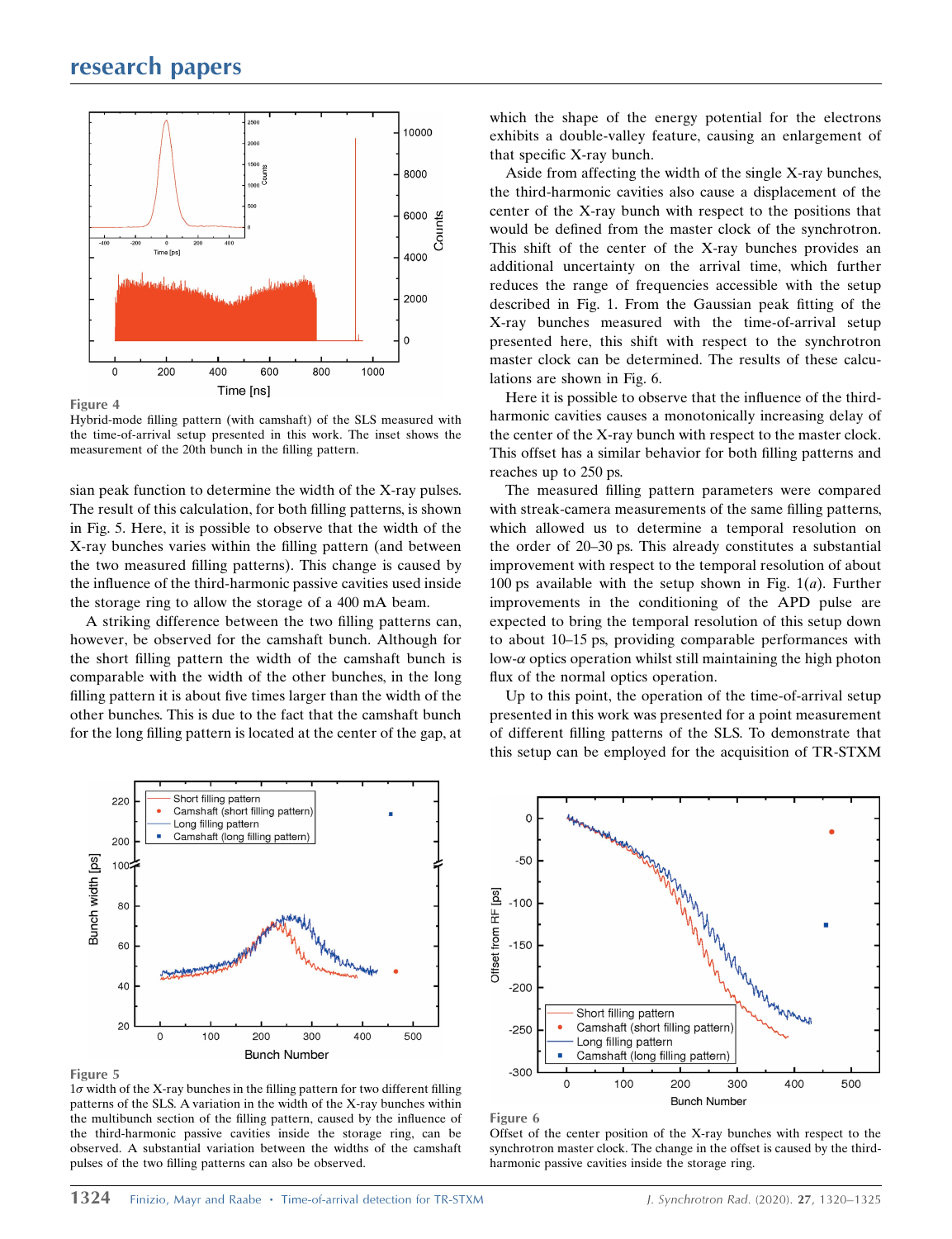Figure 4

Hybrid-mode filling pattern (with camshaft) of the SLS measured with the time-of-arrival setup presented in this work. The inset shows the measurement of the 20th bunch in the filling pattern.

sian peak function to determine the width of the X-ray pulses. The result of this calculation, for both filling patterns, is shown in Fig. 5. Here, it is possible to observe that the width of the X-ray bunches varies within the filling pattern (and between the two measured filling patterns). This change is caused by the influence of the third-harmonic passive cavities used inside the storage ring to allow the storage of a 400 mA beam.

A striking difference between the two filling patterns can, however, be observed for the camshaft bunch. Although for the short filling pattern the width of the camshaft bunch is comparable with the width of the other bunches, in the long filling pattern it is about five times larger than the width of the other bunches. This is due to the fact that the camshaft bunch for the long filling pattern is located at the center of the gap, at which the shape of the energy potential for the electrons exhibits a double-valley feature, causing an enlargement of that specific X-ray bunch.

Aside from affecting the width of the single X-ray bunches, the third-harmonic cavities also cause a displacement of the center of the X-ray bunch with respect to the positions that would be defined from the master clock of the synchrotron. This shift of the center of the X-ray bunches provides an additional uncertainty on the arrival time, which further reduces the range of frequencies accessible with the setup described in Fig. 1. From the Gaussian peak fitting of the X-ray bunches measured with the time-of-arrival setup presented here, this shift with respect to the synchrotron master clock can be determined. The results of these calculations are shown in Fig. 6.

Here it is possible to observe that the influence of the third-harmonic cavities causes a monotonically increasing delay of the center of the X-ray bunch with respect to the master clock. This offset has a similar behavior for both filling patterns and reaches up to 250 ps.

The measured filling pattern parameters were compared with streak-camera measurements of the same filling patterns, which allowed us to determine a temporal resolution on the order of 20–30 ps. This already constitutes a substantial improvement with respect to the temporal resolution of about 100 ps available with the setup shown in Fig. 1(*a*). Further improvements in the conditioning of the APD pulse are expected to bring the temporal resolution of this setup down to about 10–15 ps, providing comparable performances with low-$\alpha$ optics operation whilst still maintaining the high photon flux of the normal optics operation.

Up to this point, the operation of the time-of-arrival setup presented in this work was presented for a point measurement of different filling patterns of the SLS. To demonstrate that this setup can be employed for the acquisition of TR-STXM

Figure 5

$1\sigma$ width of the X-ray bunches in the filling pattern for two different filling patterns of the SLS. A variation in the width of the X-ray bunches within the multibunch section of the filling pattern, caused by the influence of the third-harmonic passive cavities inside the storage ring, can be observed. A substantial variation between the widths of the camshaft pulses of the two filling patterns can also be observed.

Figure 6

Offset of the center position of the X-ray bunches with respect to the synchrotron master clock. The change in the offset is caused by the third-harmonic passive cavities inside the storage ring.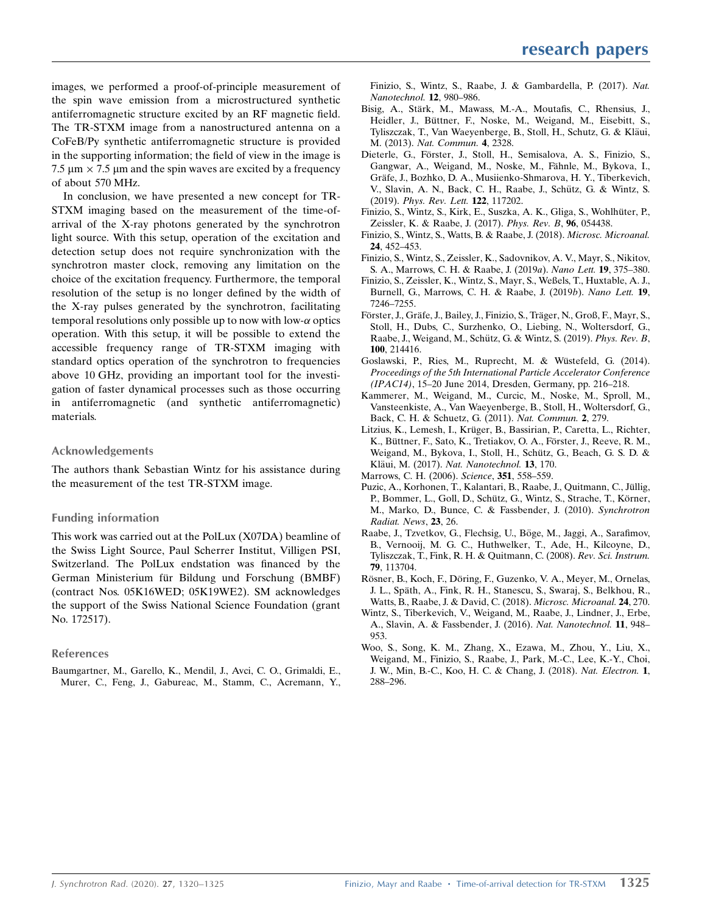images, we performed a proof-of-principle measurement of the spin wave emission from a microstructured synthetic antiferromagnetic structure excited by an RF magnetic field. The TR-STXM image from a nanostructured antenna on a CoFeB/Py synthetic antiferromagnetic structure is provided in the supporting information; the field of view in the image is 7.5 µm × 7.5 µm and the spin waves are excited by a frequency of about 570 MHz.

In conclusion, we have presented a new concept for TR-STXM imaging based on the measurement of the time-of-arrival of the X-ray photons generated by the synchrotron light source. With this setup, operation of the excitation and detection setup does not require synchronization with the synchrotron master clock, removing any limitation on the choice of the excitation frequency. Furthermore, the temporal resolution of the setup is no longer defined by the width of the X-ray pulses generated by the synchrotron, facilitating temporal resolutions only possible up to now with low-$\alpha$ optics operation. With this setup, it will be possible to extend the accessible frequency range of TR-STXM imaging with standard optics operation of the synchrotron to frequencies above 10 GHz, providing an important tool for the investigation of faster dynamical processes such as those occurring in antiferromagnetic (and synthetic antiferromagnetic) materials.

### Acknowledgements

The authors thank Sebastian Wintz for his assistance during the measurement of the test TR-STXM image.

### Funding information

This work was carried out at the PolLux (X07DA) beamline of the Swiss Light Source, Paul Scherrer Institut, Villigen PSI, Switzerland. The PolLux endstation was financed by the German Ministerium für Bildung und Forschung (BMBF) (contract Nos. 05K16WED; 05K19WE2). SM acknowledges the support of the Swiss National Science Foundation (grant No. 172517).

### References

Baumgartner, M., Garello, K., Mendil, J., Avci, C. O., Grimaldi, E., Murer, C., Feng, J., Gabureac, M., Stamm, C., Acremann, Y., Finizio, S., Wintz, S., Raabe, J. & Gambardella, P. (2017). *Nat. Nanotechnol.* **12**, 980–986.

Bisig, A., Stärk, M., Mawass, M.-A., Moutafis, C., Rhensius, J., Heidler, J., Büttner, F., Noske, M., Weigand, M., Eisebitt, S., Tyliszczak, T., Van Waeyenberge, B., Stoll, H., Schutz, G. & Kläui, M. (2013). *Nat. Commun.* **4**, 2328.

Dieterle, G., Förster, J., Stoll, H., Semisalova, A. S., Finizio, S., Gangwar, A., Weigand, M., Noske, M., Fähnle, M., Bykova, I., Gräfe, J., Bozhko, D. A., Musiienko-Shmarova, H. Y., Tiberkevich, V., Slavin, A. N., Back, C. H., Raabe, J., Schütz, G. & Wintz, S. (2019). *Phys. Rev. Lett.* **122**, 117202.

Finizio, S., Wintz, S., Kirk, E., Suszka, A. K., Gliga, S., Wohlhüter, P., Zeissler, K. & Raabe, J. (2017). *Phys. Rev. B*, **96**, 054438.

Finizio, S., Wintz, S., Watts, B. & Raabe, J. (2018). *Microsc. Microanal.* **24**, 452–453.

Finizio, S., Wintz, S., Zeissler, K., Sadovnikov, A. V., Mayr, S., Nikitov, S. A., Marrows, C. H. & Raabe, J. (2019*a*). *Nano Lett.* **19**, 375–380.

Finizio, S., Zeissler, K., Wintz, S., Mayr, S., Weßels, T., Huxtable, A. J., Burnell, G., Marrows, C. H. & Raabe, J. (2019*b*). *Nano Lett.* **19**, 7246–7255.

Förster, J., Gräfe, J., Bailey, J., Finizio, S., Träger, N., Groß, F., Mayr, S., Stoll, H., Dubs, C., Surzhenko, O., Liebing, N., Woltersdorf, G., Raabe, J., Weigand, M., Schütz, G. & Wintz, S. (2019). *Phys. Rev. B*, **100**, 214416.

Goslawski, P., Ries, M., Ruprecht, M. & Wüstefeld, G. (2014). *Proceedings of the 5th International Particle Accelerator Conference (IPAC14)*, 15–20 June 2014, Dresden, Germany, pp. 216–218.

Kammerer, M., Weigand, M., Curcic, M., Noske, M., Sproll, M., Vansteenkiste, A., Van Waeyenberge, B., Stoll, H., Woltersdorf, G., Back, C. H. & Schuetz, G. (2011). *Nat. Commun.* **2**, 279.

Litzius, K., Lemesh, I., Krüger, B., Bassirian, P., Caretta, L., Richter, K., Büttner, F., Sato, K., Tretiakov, O. A., Förster, J., Reeve, R. M., Weigand, M., Bykova, I., Stoll, H., Schütz, G., Beach, G. S. D. & Kläui, M. (2017). *Nat. Nanotechnol.* **13**, 170.

Marrows, C. H. (2006). *Science*, **351**, 558–559.

Puzic, A., Korhonen, T., Kalantari, B., Raabe, J., Quitmann, C., Jüllig, P., Bommer, L., Goll, D., Schütz, G., Wintz, S., Strache, T., Körner, M., Marko, D., Bunce, C. & Fassbender, J. (2010). *Synchrotron Radiat. News*, **23**, 26.

Raabe, J., Tzvetkov, G., Flechsig, U., Böge, M., Jaggi, A., Sarafimov, B., Vernooij, M. G. C., Huthwelker, T., Ade, H., Kilcoyne, D., Tyliszczak, T., Fink, R. H. & Quitmann, C. (2008). *Rev. Sci. Instrum.* **79**, 113704.

Rösner, B., Koch, F., Döring, F., Guzenko, V. A., Meyer, M., Ornelas, J. L., Späth, A., Fink, R. H., Stanescu, S., Swaraj, S., Belkhou, R., Watts, B., Raabe, J. & David, C. (2018). *Microsc. Microanal.* **24**, 270.

Wintz, S., Tiberkevich, V., Weigand, M., Raabe, J., Lindner, J., Erbe, A., Slavin, A. & Fassbender, J. (2016). *Nat. Nanotechnol.* **11**, 948–953.

Woo, S., Song, K. M., Zhang, X., Ezawa, M., Zhou, Y., Liu, X., Weigand, M., Finizio, S., Raabe, J., Park, M.-C., Lee, K.-Y., Choi, J. W., Min, B.-C., Koo, H. C. & Chang, J. (2018). *Nat. Electron.* **1**, 288–296.